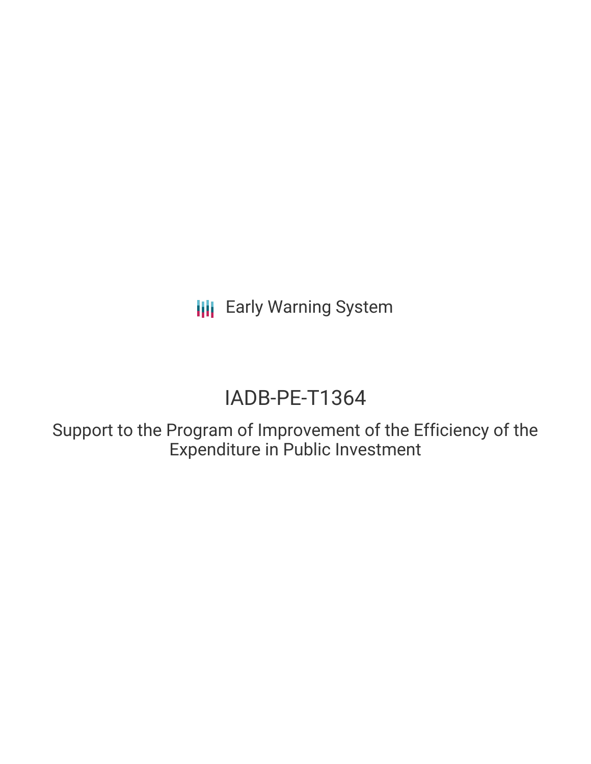Early Warning System

# IADB-PE-T1364

## Support to the Program of Improvement of the Efficiency of the Expenditure in Public Investment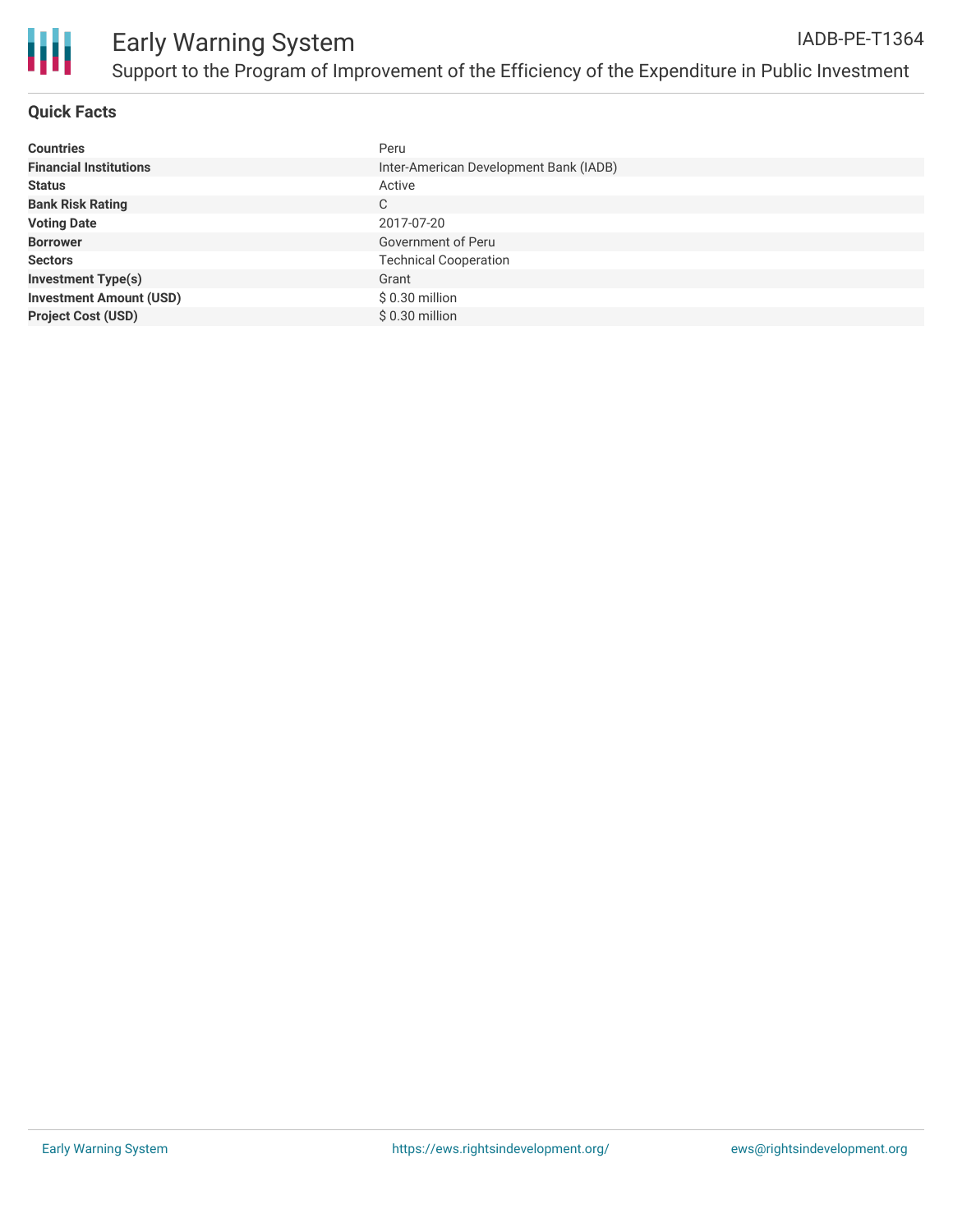# Early Warning System

IADB-PE-T1364

## Support to the Program of Improvement of the Efficiency of the Expenditure in Public Investment

### Quick Facts

| | |
|---|---|
| **Countries** | Peru |
| **Financial Institutions** | Inter-American Development Bank (IADB) |
| **Status** | Active |
| **Bank Risk Rating** | C |
| **Voting Date** | 2017-07-20 |
| **Borrower** | Government of Peru |
| **Sectors** | Technical Cooperation |
| **Investment Type(s)** | Grant |
| **Investment Amount (USD)** | $ 0.30 million |
| **Project Cost (USD)** | $ 0.30 million |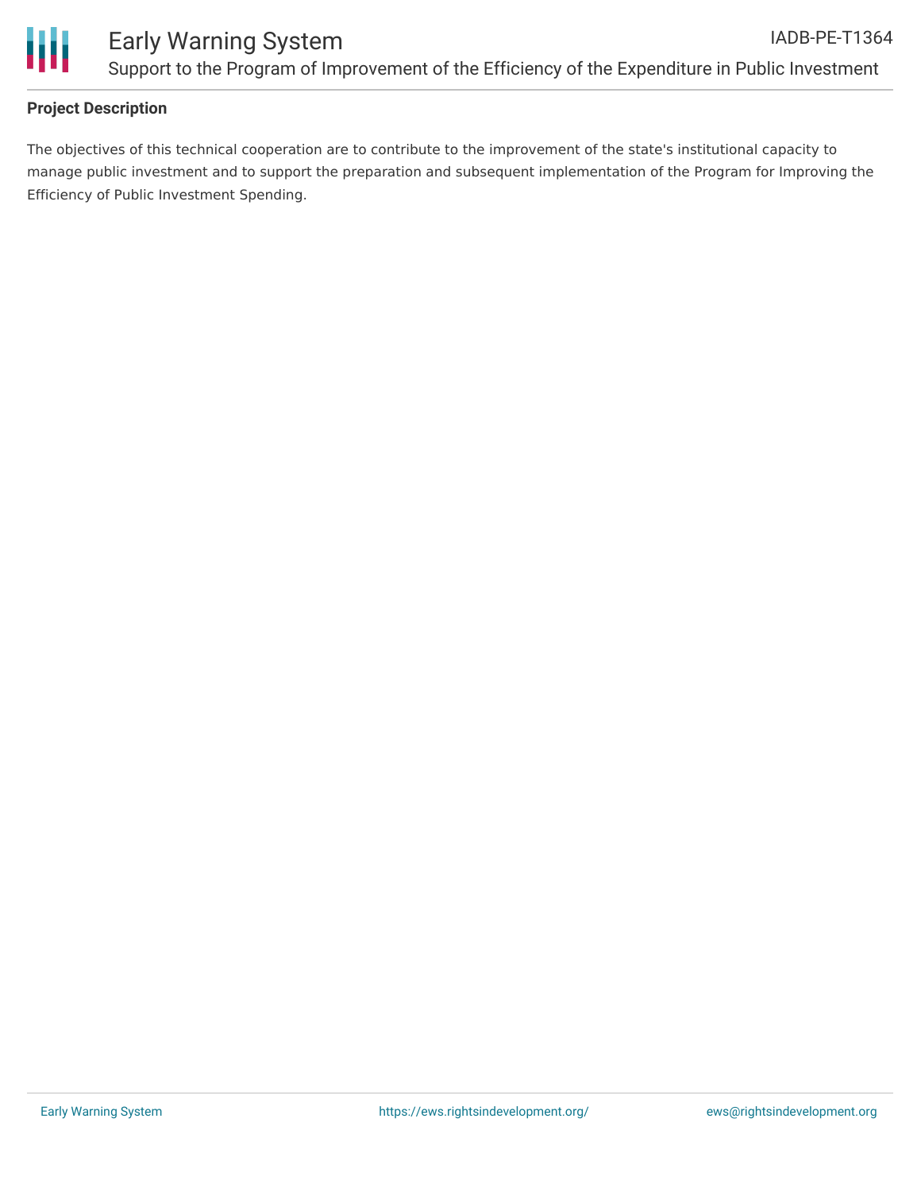## Project Description

The objectives of this technical cooperation are to contribute to the improvement of the state's institutional capacity to manage public investment and to support the preparation and subsequent implementation of the Program for Improving the Efficiency of Public Investment Spending.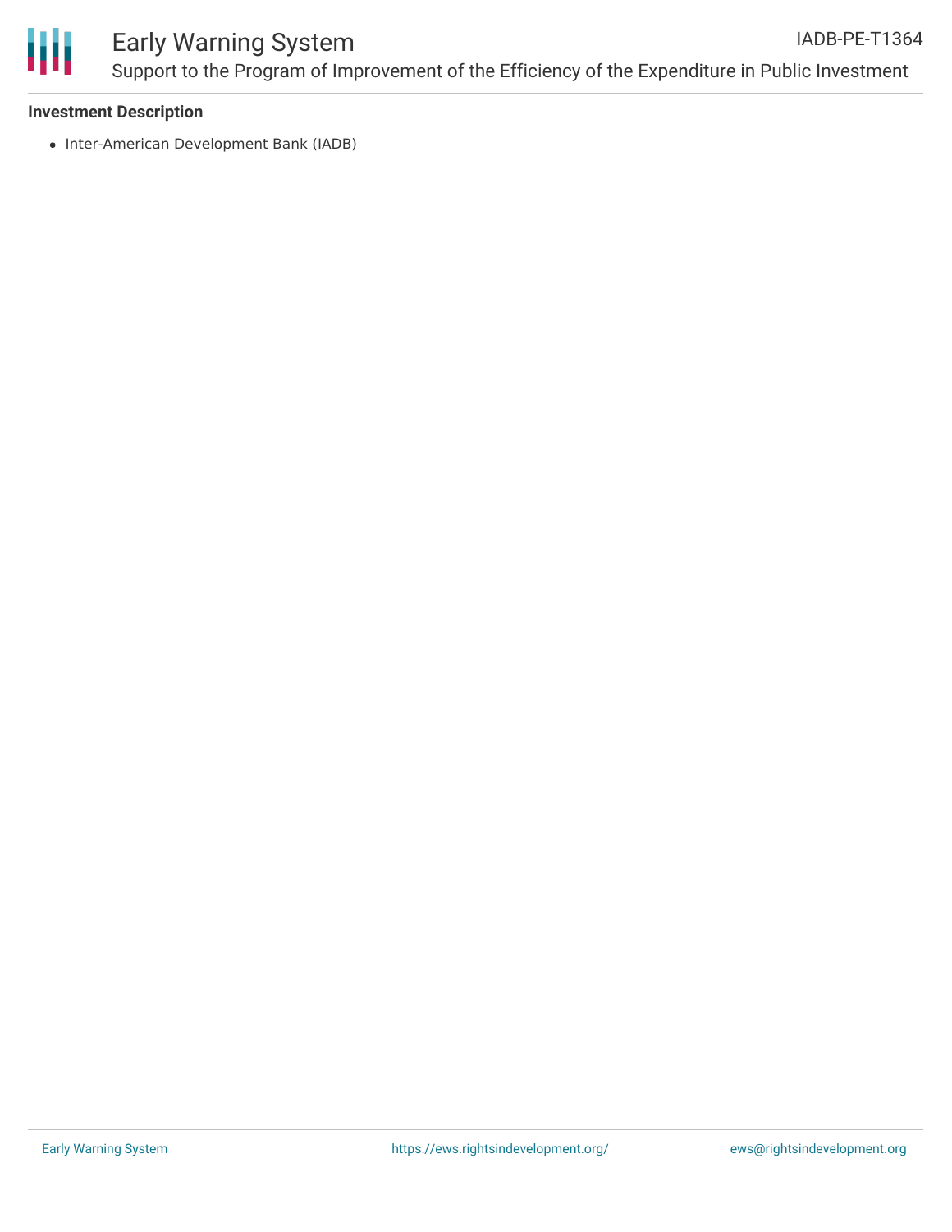**Investment Description**

- Inter-American Development Bank (IADB)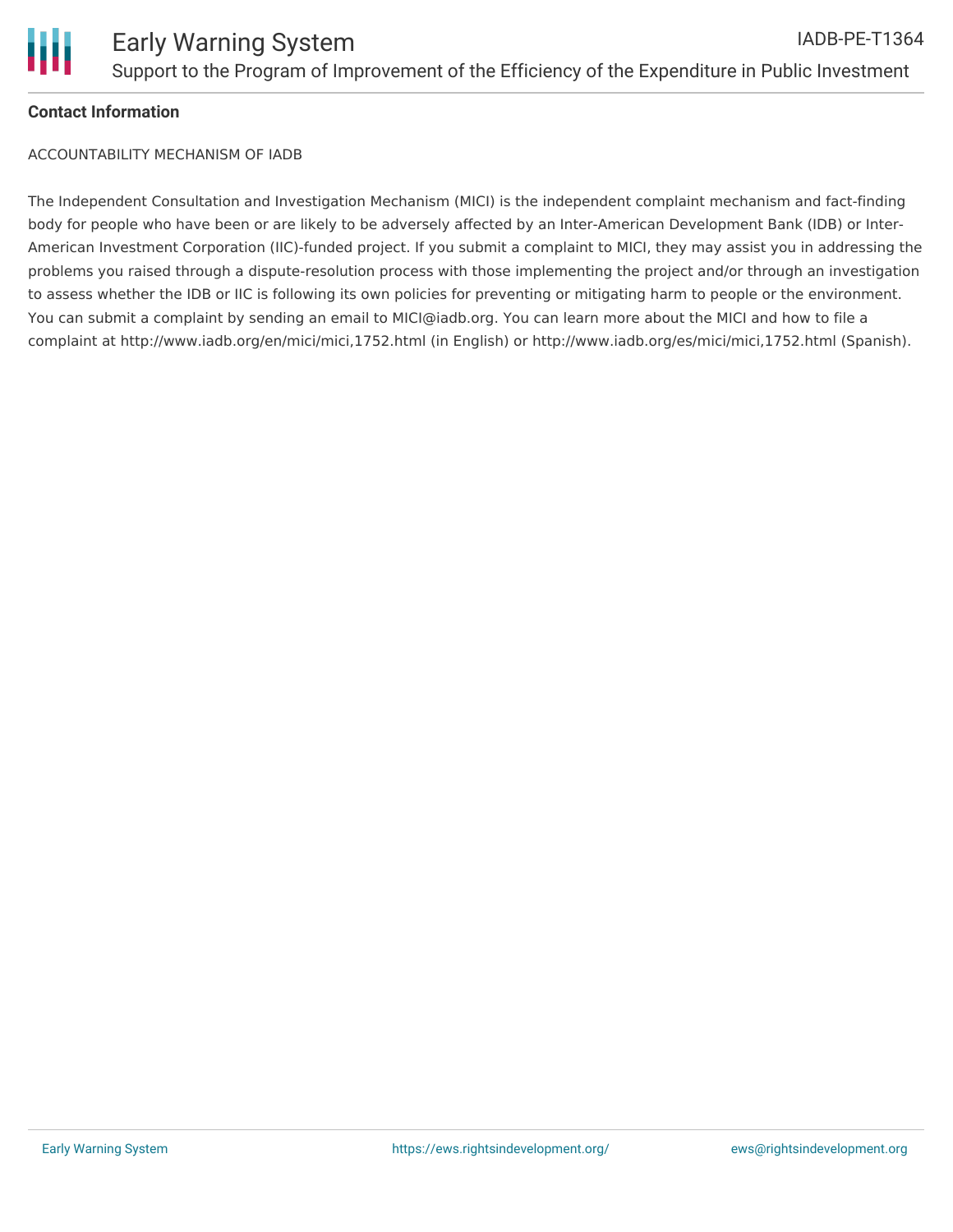**Contact Information**

ACCOUNTABILITY MECHANISM OF IADB

The Independent Consultation and Investigation Mechanism (MICI) is the independent complaint mechanism and fact-finding body for people who have been or are likely to be adversely affected by an Inter-American Development Bank (IDB) or Inter-American Investment Corporation (IIC)-funded project. If you submit a complaint to MICI, they may assist you in addressing the problems you raised through a dispute-resolution process with those implementing the project and/or through an investigation to assess whether the IDB or IIC is following its own policies for preventing or mitigating harm to people or the environment. You can submit a complaint by sending an email to MICI@iadb.org. You can learn more about the MICI and how to file a complaint at http://www.iadb.org/en/mici/mici,1752.html (in English) or http://www.iadb.org/es/mici/mici,1752.html (Spanish).